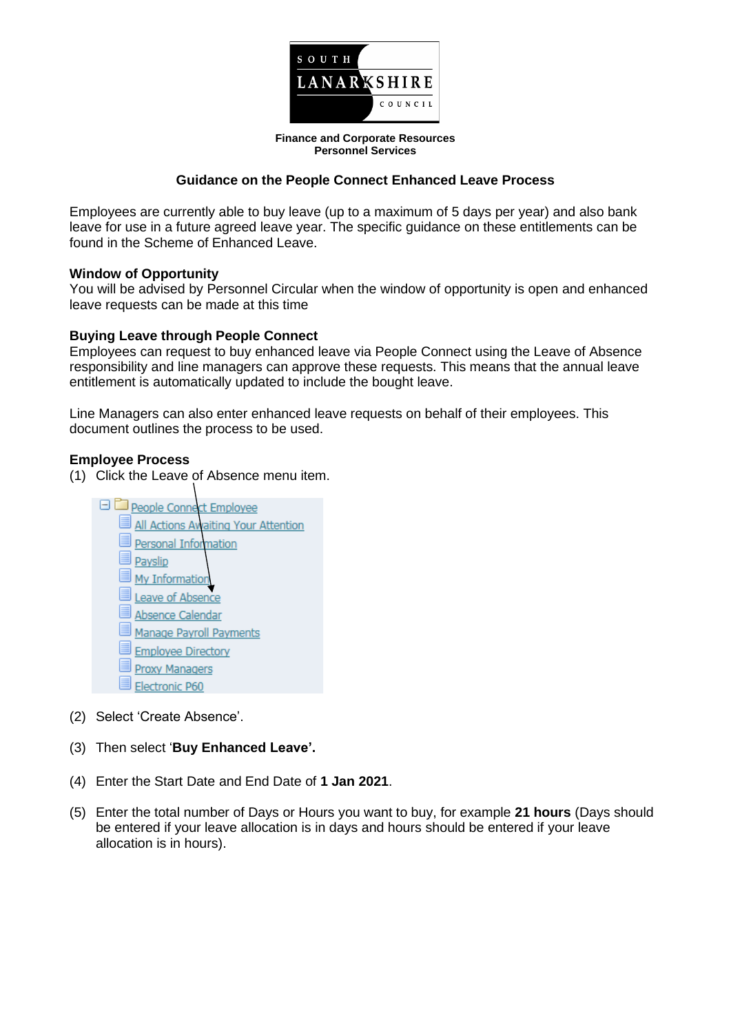**Finance and Corporate Resources**
**Personnel Services**

## Guidance on the People Connect Enhanced Leave Process

Employees are currently able to buy leave (up to a maximum of 5 days per year) and also bank leave for use in a future agreed leave year. The specific guidance on these entitlements can be found in the Scheme of Enhanced Leave.

### Window of Opportunity

You will be advised by Personnel Circular when the window of opportunity is open and enhanced leave requests can be made at this time

### Buying Leave through People Connect

Employees can request to buy enhanced leave via People Connect using the Leave of Absence responsibility and line managers can approve these requests. This means that the annual leave entitlement is automatically updated to include the bought leave.

Line Managers can also enter enhanced leave requests on behalf of their employees. This document outlines the process to be used.

### Employee Process

(1) Click the Leave of Absence menu item.

- People Connect Employee
  - All Actions Awaiting Your Attention
  - Personal Information
  - Payslip
  - My Information
  - Leave of Absence
  - Absence Calendar
  - Manage Payroll Payments
  - Employee Directory
  - Proxy Managers
  - Electronic P60

(2) Select 'Create Absence'.

(3) Then select '**Buy Enhanced Leave'.**

(4) Enter the Start Date and End Date of **1 Jan 2021**.

(5) Enter the total number of Days or Hours you want to buy, for example **21 hours** (Days should be entered if your leave allocation is in days and hours should be entered if your leave allocation is in hours).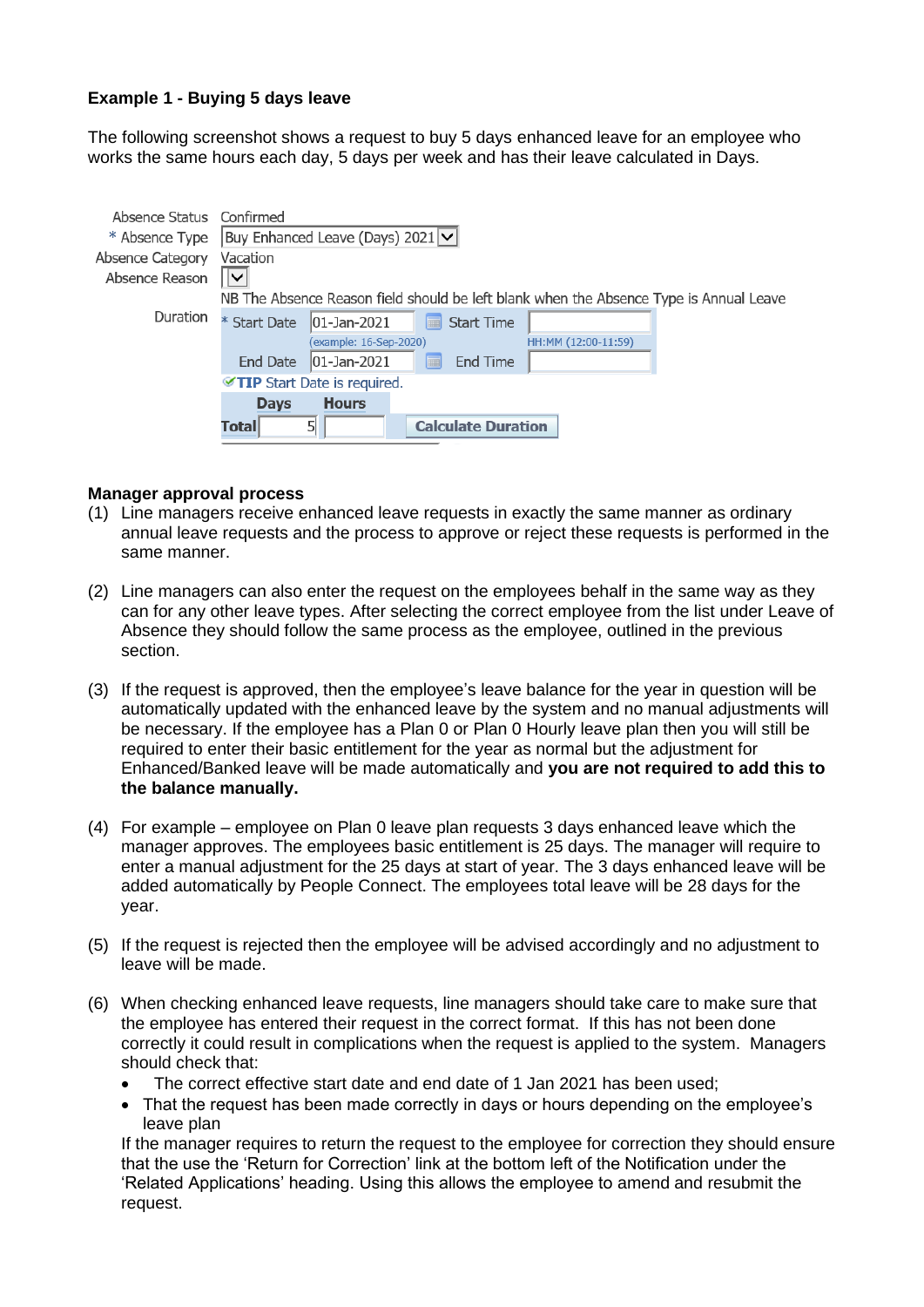**Example 1 - Buying 5 days leave**

The following screenshot shows a request to buy 5 days enhanced leave for an employee who works the same hours each day, 5 days per week and has their leave calculated in Days.

Absence Status Confirmed
* Absence Type Buy Enhanced Leave (Days) 2021
Absence Category Vacation
Absence Reason
NB The Absence Reason field should be left blank when the Absence Type is Annual Leave

Duration
* Start Date 01-Jan-2021 (example: 16-Sep-2020) Start Time HH:MM (12:00-11:59)
End Date 01-Jan-2021 End Time
TIP Start Date is required.

| | Days | Hours |
|---|---|---|
| Total | 5 | |

Calculate Duration

**Manager approval process**

(1) Line managers receive enhanced leave requests in exactly the same manner as ordinary annual leave requests and the process to approve or reject these requests is performed in the same manner.

(2) Line managers can also enter the request on the employees behalf in the same way as they can for any other leave types. After selecting the correct employee from the list under Leave of Absence they should follow the same process as the employee, outlined in the previous section.

(3) If the request is approved, then the employee's leave balance for the year in question will be automatically updated with the enhanced leave by the system and no manual adjustments will be necessary. If the employee has a Plan 0 or Plan 0 Hourly leave plan then you will still be required to enter their basic entitlement for the year as normal but the adjustment for Enhanced/Banked leave will be made automatically and **you are not required to add this to the balance manually.**

(4) For example – employee on Plan 0 leave plan requests 3 days enhanced leave which the manager approves. The employees basic entitlement is 25 days. The manager will require to enter a manual adjustment for the 25 days at start of year. The 3 days enhanced leave will be added automatically by People Connect. The employees total leave will be 28 days for the year.

(5) If the request is rejected then the employee will be advised accordingly and no adjustment to leave will be made.

(6) When checking enhanced leave requests, line managers should take care to make sure that the employee has entered their request in the correct format. If this has not been done correctly it could result in complications when the request is applied to the system. Managers should check that:
   - The correct effective start date and end date of 1 Jan 2021 has been used;
   - That the request has been made correctly in days or hours depending on the employee's leave plan

   If the manager requires to return the request to the employee for correction they should ensure that the use the 'Return for Correction' link at the bottom left of the Notification under the 'Related Applications' heading. Using this allows the employee to amend and resubmit the request.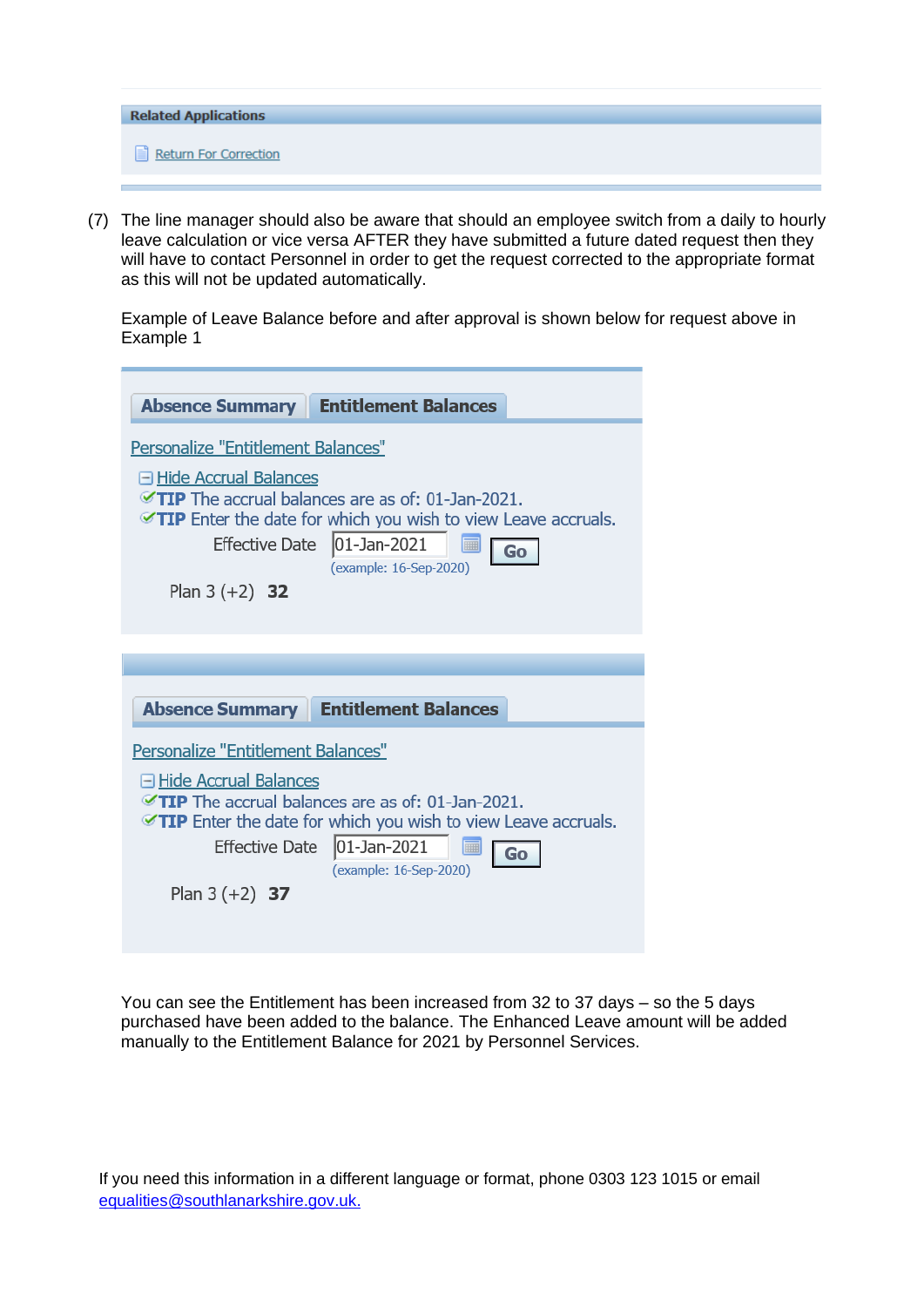**Related Applications**

Return For Correction

(7) The line manager should also be aware that should an employee switch from a daily to hourly leave calculation or vice versa AFTER they have submitted a future dated request then they will have to contact Personnel in order to get the request corrected to the appropriate format as this will not be updated automatically.

Example of Leave Balance before and after approval is shown below for request above in Example 1

Absence Summary | Entitlement Balances

Personalize "Entitlement Balances"

Hide Accrual Balances

TIP The accrual balances are as of: 01-Jan-2021.

TIP Enter the date for which you wish to view Leave accruals.

Effective Date 01-Jan-2021 Go

(example: 16-Sep-2020)

Plan 3 (+2) **32**

Absence Summary | Entitlement Balances

Personalize "Entitlement Balances"

Hide Accrual Balances

TIP The accrual balances are as of: 01-Jan-2021.

TIP Enter the date for which you wish to view Leave accruals.

Effective Date 01-Jan-2021 Go

(example: 16-Sep-2020)

Plan 3 (+2) **37**

You can see the Entitlement has been increased from 32 to 37 days – so the 5 days purchased have been added to the balance. The Enhanced Leave amount will be added manually to the Entitlement Balance for 2021 by Personnel Services.

If you need this information in a different language or format, phone 0303 123 1015 or email equalities@southlanarkshire.gov.uk.